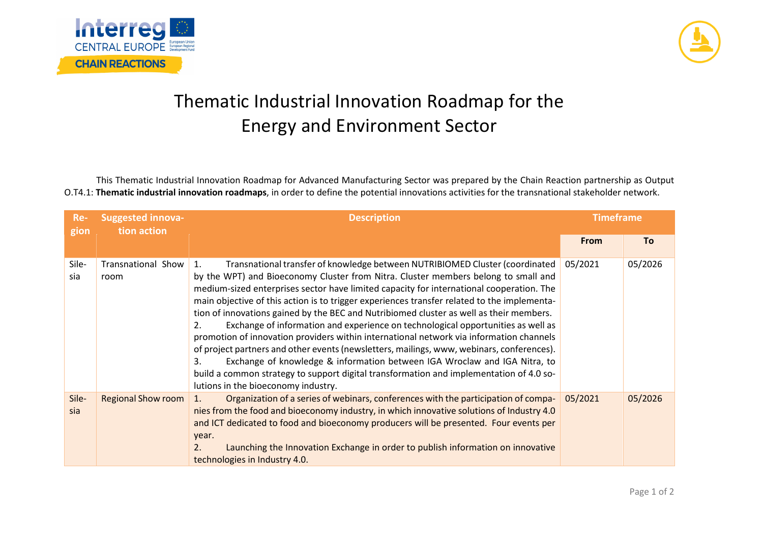# Thematic Industrial Innovation Roadmap for the Energy and Environment Sector

This Thematic Industrial Innovation Roadmap for Advanced Manufacturing Sector was prepared by the Chain Reaction partnership as Output O.T4.1: **Thematic industrial innovation roadmaps**, in order to define the potential innovations activities for the transnational stakeholder network.

| Region | Suggested innovation action | Description | Timeframe | |
|---|---|---|---|---|
| | | | From | To |
| Silesia | Transnational Show room | 1. Transnational transfer of knowledge between NUTRIBIOMED Cluster (coordinated by the WPT) and Bioeconomy Cluster from Nitra. Cluster members belong to small and medium-sized enterprises sector have limited capacity for international cooperation. The main objective of this action is to trigger experiences transfer related to the implementation of innovations gained by the BEC and Nutribiomed cluster as well as their members.<br>2. Exchange of information and experience on technological opportunities as well as promotion of innovation providers within international network via information channels of project partners and other events (newsletters, mailings, www, webinars, conferences).<br>3. Exchange of knowledge & information between IGA Wroclaw and IGA Nitra, to build a common strategy to support digital transformation and implementation of 4.0 solutions in the bioeconomy industry. | 05/2021 | 05/2026 |
| Silesia | Regional Show room | 1. Organization of a series of webinars, conferences with the participation of companies from the food and bioeconomy industry, in which innovative solutions of Industry 4.0 and ICT dedicated to food and bioeconomy producers will be presented. Four events per year.<br>2. Launching the Innovation Exchange in order to publish information on innovative technologies in Industry 4.0. | 05/2021 | 05/2026 |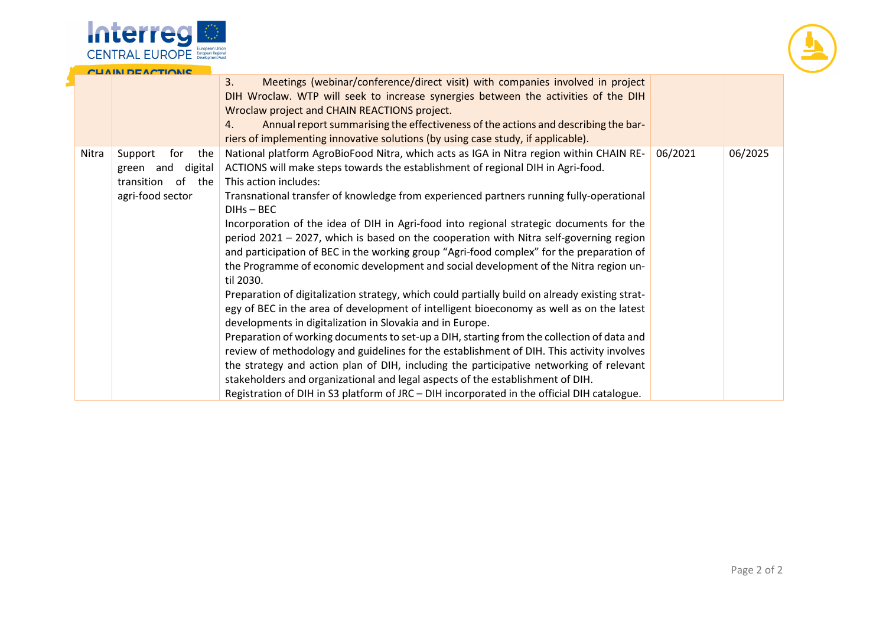| | | | | |
|---|---|---|---|---|
| | | 3. Meetings (webinar/conference/direct visit) with companies involved in project DIH Wroclaw. WTP will seek to increase synergies between the activities of the DIH Wroclaw project and CHAIN REACTIONS project.<br>4. Annual report summarising the effectiveness of the actions and describing the barriers of implementing innovative solutions (by using case study, if applicable). | | |
| Nitra | Support for the green and digital transition of the agri-food sector | National platform AgroBioFood Nitra, which acts as IGA in Nitra region within CHAIN REACTIONS will make steps towards the establishment of regional DIH in Agri-food.<br>This action includes:<br>Transnational transfer of knowledge from experienced partners running fully-operational DIHs – BEC<br>Incorporation of the idea of DIH in Agri-food into regional strategic documents for the period 2021 – 2027, which is based on the cooperation with Nitra self-governing region and participation of BEC in the working group "Agri-food complex" for the preparation of the Programme of economic development and social development of the Nitra region until 2030.<br>Preparation of digitalization strategy, which could partially build on already existing strategy of BEC in the area of development of intelligent bioeconomy as well as on the latest developments in digitalization in Slovakia and in Europe.<br>Preparation of working documents to set-up a DIH, starting from the collection of data and review of methodology and guidelines for the establishment of DIH. This activity involves the strategy and action plan of DIH, including the participative networking of relevant stakeholders and organizational and legal aspects of the establishment of DIH.<br>Registration of DIH in S3 platform of JRC – DIH incorporated in the official DIH catalogue. | 06/2021 | 06/2025 |